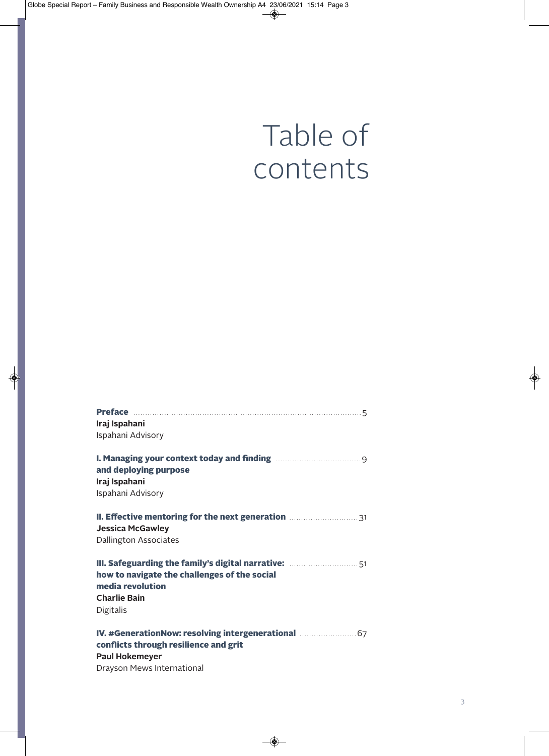# Table of contents

**Preface** ..... 5
**Iraj Ispahani**
Ispahani Advisory

**I. Managing your context today and finding and deploying purpose** ..... 9
**Iraj Ispahani**
Ispahani Advisory

**II. Effective mentoring for the next generation** ..... 31
**Jessica McGawley**
Dallington Associates

**III. Safeguarding the family's digital narrative: how to navigate the challenges of the social media revolution** ..... 51
**Charlie Bain**
Digitalis

**IV. #GenerationNow: resolving intergenerational conflicts through resilience and grit** ..... 67
**Paul Hokemeyer**
Drayson Mews International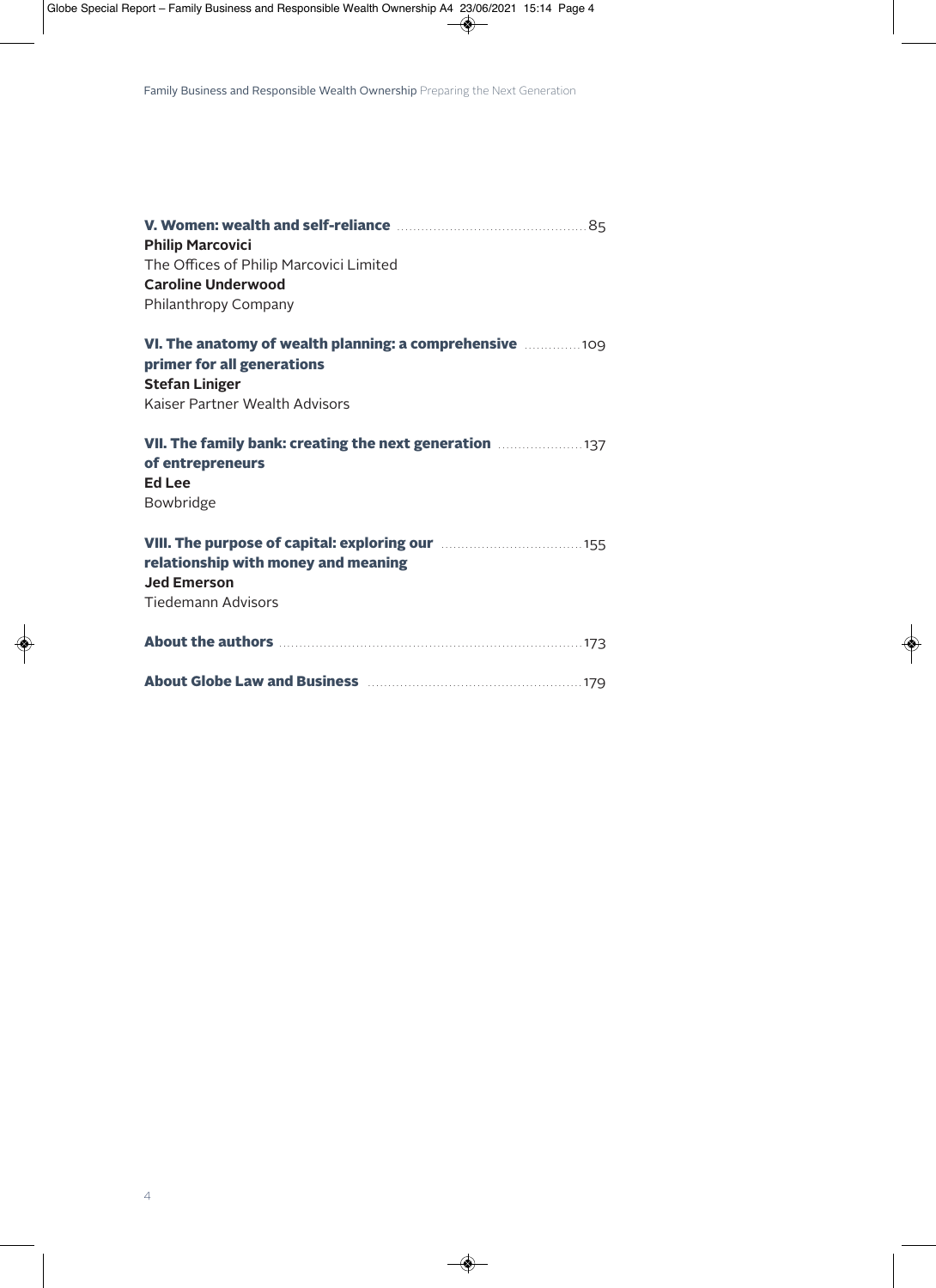**V. Women: wealth and self-reliance** ........ 85
**Philip Marcovici**
The Offices of Philip Marcovici Limited
**Caroline Underwood**
Philanthropy Company

**VI. The anatomy of wealth planning: a comprehensive primer for all generations** ........ 109
**Stefan Liniger**
Kaiser Partner Wealth Advisors

**VII. The family bank: creating the next generation of entrepreneurs** ........ 137
**Ed Lee**
Bowbridge

**VIII. The purpose of capital: exploring our relationship with money and meaning** ........ 155
**Jed Emerson**
Tiedemann Advisors

**About the authors** ........ 173

**About Globe Law and Business** ........ 179